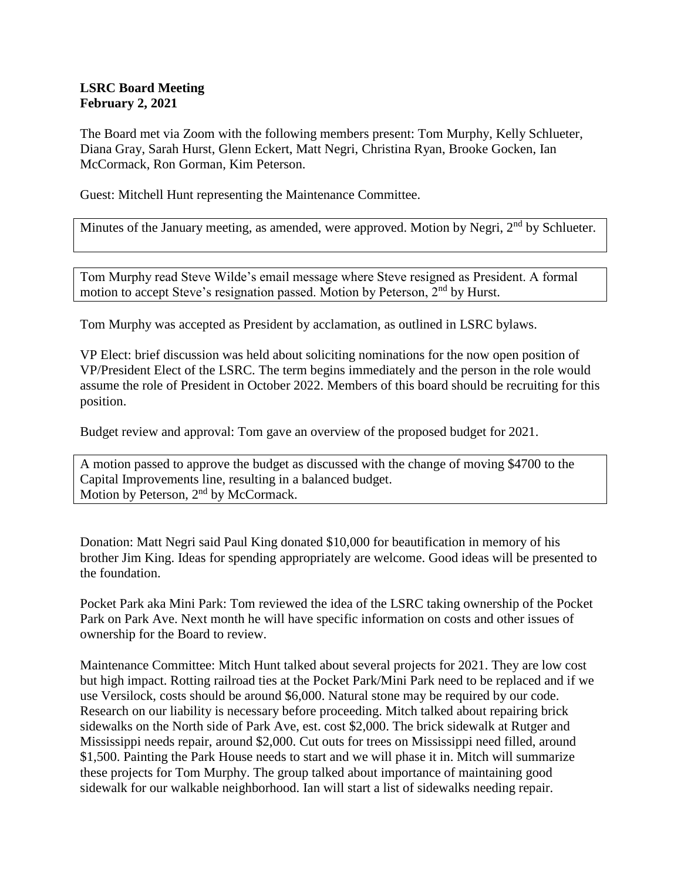**LSRC Board Meeting**
**February 2, 2021**

The Board met via Zoom with the following members present: Tom Murphy, Kelly Schlueter, Diana Gray, Sarah Hurst, Glenn Eckert, Matt Negri, Christina Ryan, Brooke Gocken, Ian McCormack, Ron Gorman, Kim Peterson.

Guest: Mitchell Hunt representing the Maintenance Committee.

Minutes of the January meeting, as amended, were approved. Motion by Negri, 2nd by Schlueter.

Tom Murphy read Steve Wilde's email message where Steve resigned as President. A formal motion to accept Steve's resignation passed. Motion by Peterson, 2nd by Hurst.

Tom Murphy was accepted as President by acclamation, as outlined in LSRC bylaws.

VP Elect: brief discussion was held about soliciting nominations for the now open position of VP/President Elect of the LSRC. The term begins immediately and the person in the role would assume the role of President in October 2022. Members of this board should be recruiting for this position.

Budget review and approval: Tom gave an overview of the proposed budget for 2021.

A motion passed to approve the budget as discussed with the change of moving $4700 to the Capital Improvements line, resulting in a balanced budget.
Motion by Peterson, 2nd by McCormack.

Donation: Matt Negri said Paul King donated $10,000 for beautification in memory of his brother Jim King. Ideas for spending appropriately are welcome. Good ideas will be presented to the foundation.

Pocket Park aka Mini Park: Tom reviewed the idea of the LSRC taking ownership of the Pocket Park on Park Ave. Next month he will have specific information on costs and other issues of ownership for the Board to review.

Maintenance Committee: Mitch Hunt talked about several projects for 2021. They are low cost but high impact. Rotting railroad ties at the Pocket Park/Mini Park need to be replaced and if we use Versilock, costs should be around $6,000. Natural stone may be required by our code. Research on our liability is necessary before proceeding. Mitch talked about repairing brick sidewalks on the North side of Park Ave, est. cost $2,000. The brick sidewalk at Rutger and Mississippi needs repair, around $2,000. Cut outs for trees on Mississippi need filled, around $1,500. Painting the Park House needs to start and we will phase it in. Mitch will summarize these projects for Tom Murphy. The group talked about importance of maintaining good sidewalk for our walkable neighborhood. Ian will start a list of sidewalks needing repair.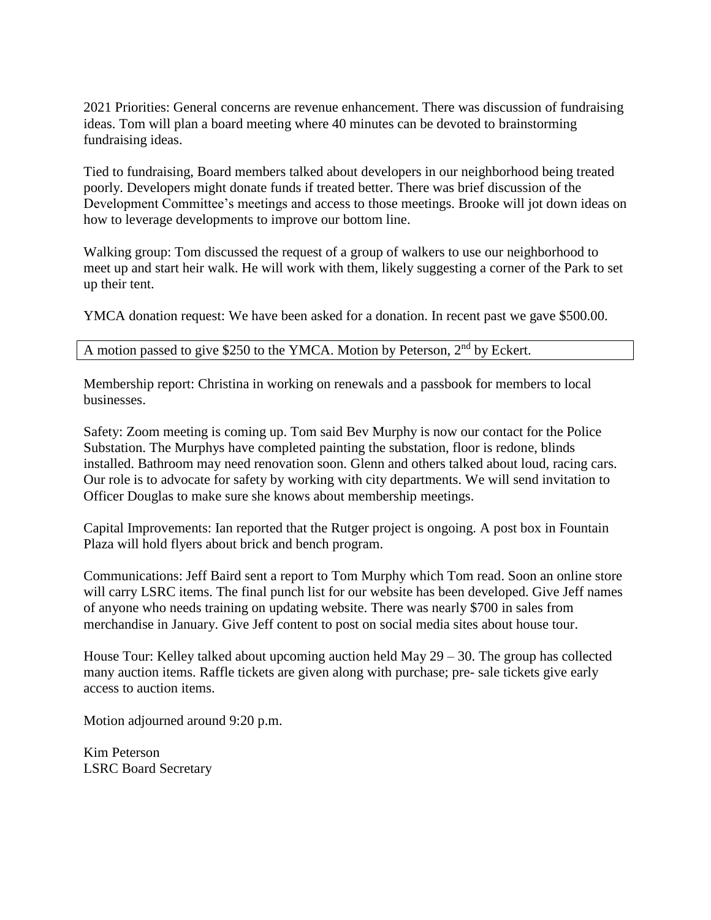2021 Priorities: General concerns are revenue enhancement. There was discussion of fundraising ideas. Tom will plan a board meeting where 40 minutes can be devoted to brainstorming fundraising ideas.

Tied to fundraising, Board members talked about developers in our neighborhood being treated poorly. Developers might donate funds if treated better. There was brief discussion of the Development Committee's meetings and access to those meetings. Brooke will jot down ideas on how to leverage developments to improve our bottom line.

Walking group: Tom discussed the request of a group of walkers to use our neighborhood to meet up and start heir walk. He will work with them, likely suggesting a corner of the Park to set up their tent.

YMCA donation request: We have been asked for a donation. In recent past we gave $500.00.

| A motion passed to give $250 to the YMCA. Motion by Peterson, 2nd by Eckert. |
| --- |

Membership report: Christina in working on renewals and a passbook for members to local businesses.

Safety: Zoom meeting is coming up. Tom said Bev Murphy is now our contact for the Police Substation. The Murphys have completed painting the substation, floor is redone, blinds installed. Bathroom may need renovation soon. Glenn and others talked about loud, racing cars. Our role is to advocate for safety by working with city departments. We will send invitation to Officer Douglas to make sure she knows about membership meetings.

Capital Improvements: Ian reported that the Rutger project is ongoing. A post box in Fountain Plaza will hold flyers about brick and bench program.

Communications: Jeff Baird sent a report to Tom Murphy which Tom read. Soon an online store will carry LSRC items. The final punch list for our website has been developed. Give Jeff names of anyone who needs training on updating website. There was nearly $700 in sales from merchandise in January. Give Jeff content to post on social media sites about house tour.

House Tour: Kelley talked about upcoming auction held May 29 – 30. The group has collected many auction items. Raffle tickets are given along with purchase; pre- sale tickets give early access to auction items.

Motion adjourned around 9:20 p.m.

Kim Peterson
LSRC Board Secretary